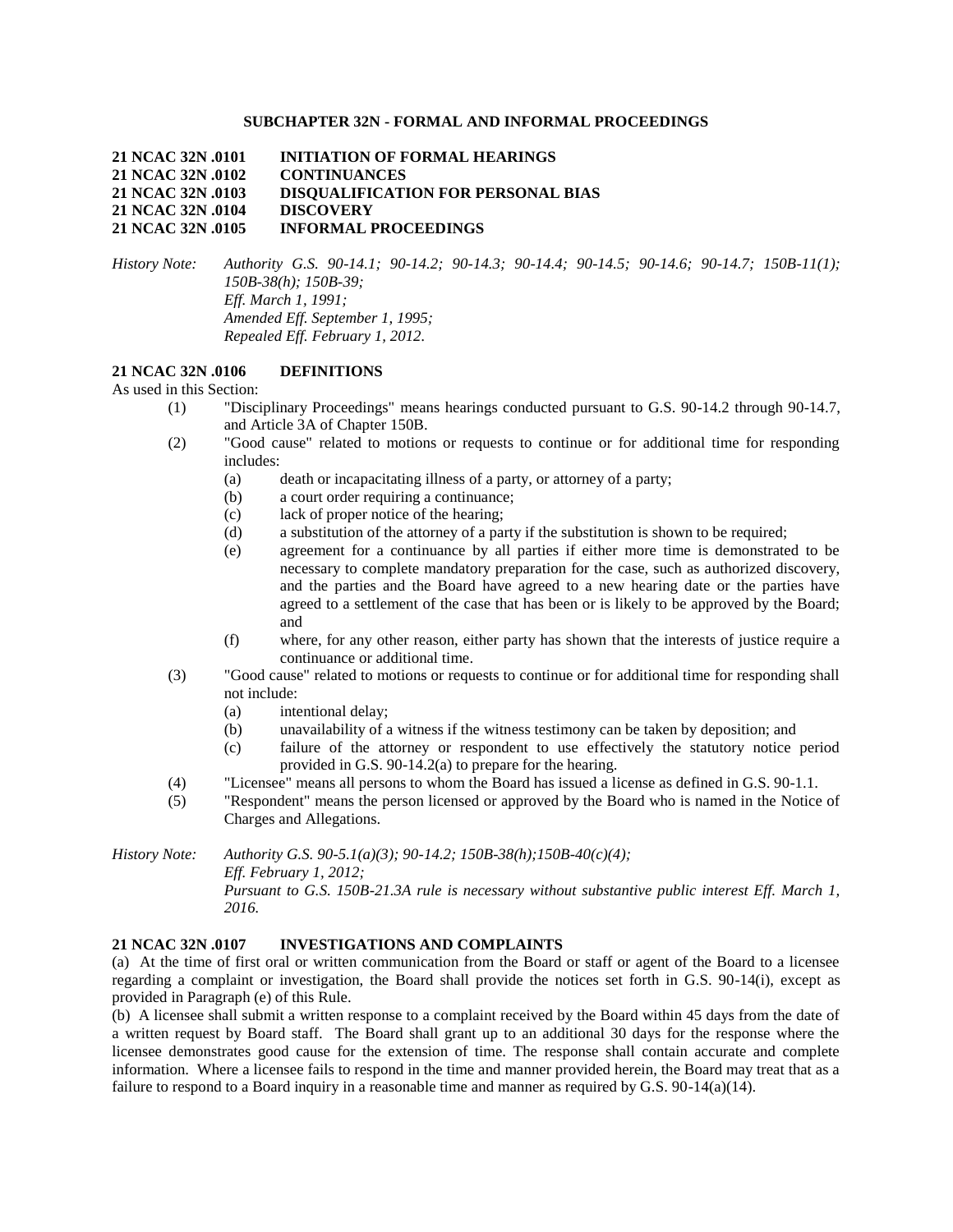## SUBCHAPTER 32N - FORMAL AND INFORMAL PROCEEDINGS

**21 NCAC 32N .0101 INITIATION OF FORMAL HEARINGS**
**21 NCAC 32N .0102 CONTINUANCES**
**21 NCAC 32N .0103 DISQUALIFICATION FOR PERSONAL BIAS**
**21 NCAC 32N .0104 DISCOVERY**
**21 NCAC 32N .0105 INFORMAL PROCEEDINGS**

*History Note: Authority G.S. 90-14.1; 90-14.2; 90-14.3; 90-14.4; 90-14.5; 90-14.6; 90-14.7; 150B-11(1); 150B-38(h); 150B-39;*
*Eff. March 1, 1991;*
*Amended Eff. September 1, 1995;*
*Repealed Eff. February 1, 2012.*

**21 NCAC 32N .0106 DEFINITIONS**

As used in this Section:

(1) "Disciplinary Proceedings" means hearings conducted pursuant to G.S. 90-14.2 through 90-14.7, and Article 3A of Chapter 150B.

(2) "Good cause" related to motions or requests to continue or for additional time for responding includes:
  - (a) death or incapacitating illness of a party, or attorney of a party;
  - (b) a court order requiring a continuance;
  - (c) lack of proper notice of the hearing;
  - (d) a substitution of the attorney of a party if the substitution is shown to be required;
  - (e) agreement for a continuance by all parties if either more time is demonstrated to be necessary to complete mandatory preparation for the case, such as authorized discovery, and the parties and the Board have agreed to a new hearing date or the parties have agreed to a settlement of the case that has been or is likely to be approved by the Board; and
  - (f) where, for any other reason, either party has shown that the interests of justice require a continuance or additional time.

(3) "Good cause" related to motions or requests to continue or for additional time for responding shall not include:
  - (a) intentional delay;
  - (b) unavailability of a witness if the witness testimony can be taken by deposition; and
  - (c) failure of the attorney or respondent to use effectively the statutory notice period provided in G.S. 90-14.2(a) to prepare for the hearing.

(4) "Licensee" means all persons to whom the Board has issued a license as defined in G.S. 90-1.1.

(5) "Respondent" means the person licensed or approved by the Board who is named in the Notice of Charges and Allegations.

*History Note: Authority G.S. 90-5.1(a)(3); 90-14.2; 150B-38(h);150B-40(c)(4);*
*Eff. February 1, 2012;*
*Pursuant to G.S. 150B-21.3A rule is necessary without substantive public interest Eff. March 1, 2016.*

**21 NCAC 32N .0107 INVESTIGATIONS AND COMPLAINTS**

(a) At the time of first oral or written communication from the Board or staff or agent of the Board to a licensee regarding a complaint or investigation, the Board shall provide the notices set forth in G.S. 90-14(i), except as provided in Paragraph (e) of this Rule.

(b) A licensee shall submit a written response to a complaint received by the Board within 45 days from the date of a written request by Board staff. The Board shall grant up to an additional 30 days for the response where the licensee demonstrates good cause for the extension of time. The response shall contain accurate and complete information. Where a licensee fails to respond in the time and manner provided herein, the Board may treat that as a failure to respond to a Board inquiry in a reasonable time and manner as required by G.S. 90-14(a)(14).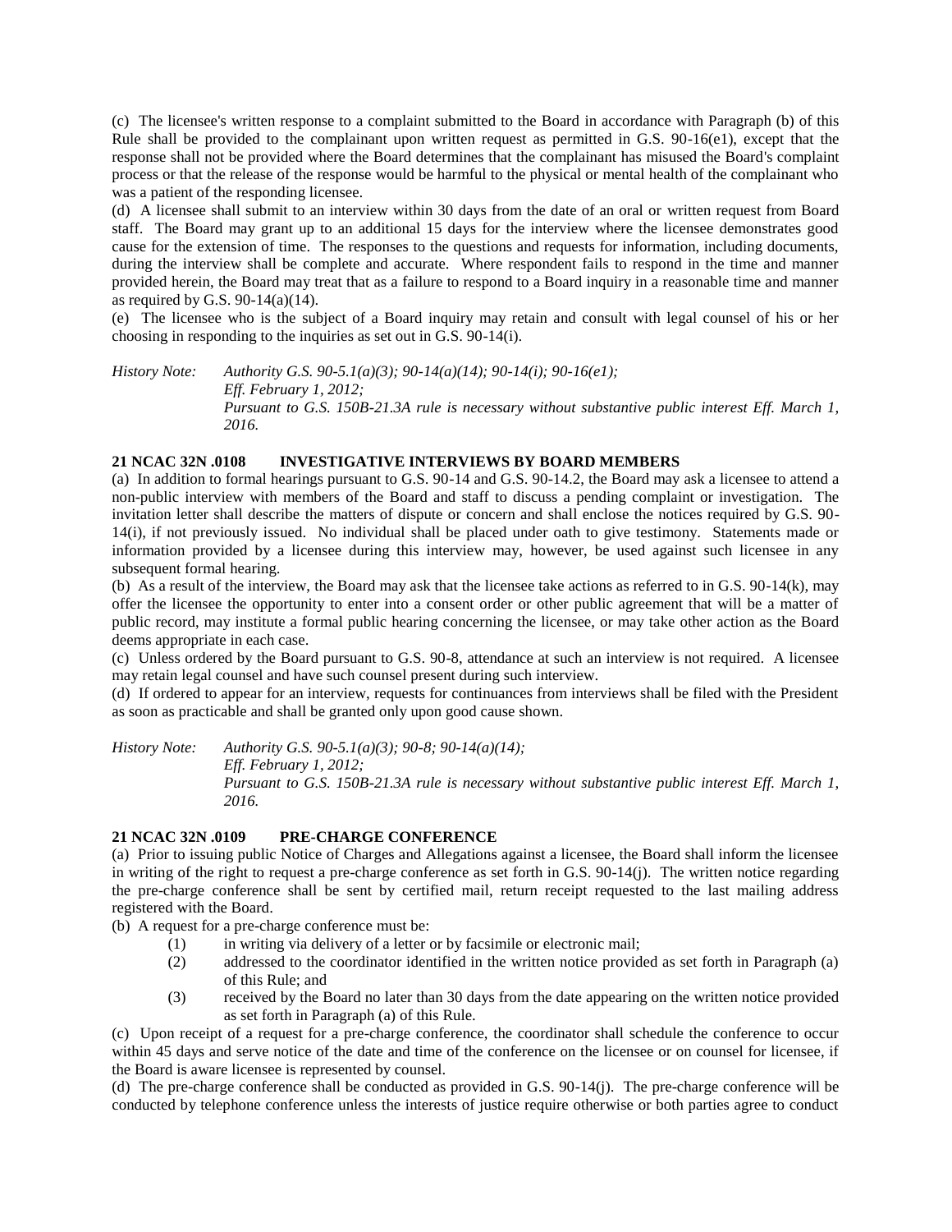(c) The licensee's written response to a complaint submitted to the Board in accordance with Paragraph (b) of this Rule shall be provided to the complainant upon written request as permitted in G.S. 90-16(e1), except that the response shall not be provided where the Board determines that the complainant has misused the Board's complaint process or that the release of the response would be harmful to the physical or mental health of the complainant who was a patient of the responding licensee.

(d) A licensee shall submit to an interview within 30 days from the date of an oral or written request from Board staff. The Board may grant up to an additional 15 days for the interview where the licensee demonstrates good cause for the extension of time. The responses to the questions and requests for information, including documents, during the interview shall be complete and accurate. Where respondent fails to respond in the time and manner provided herein, the Board may treat that as a failure to respond to a Board inquiry in a reasonable time and manner as required by G.S. 90-14(a)(14).

(e) The licensee who is the subject of a Board inquiry may retain and consult with legal counsel of his or her choosing in responding to the inquiries as set out in G.S. 90-14(i).

*History Note: Authority G.S. 90-5.1(a)(3); 90-14(a)(14); 90-14(i); 90-16(e1);*
*Eff. February 1, 2012;*
*Pursuant to G.S. 150B-21.3A rule is necessary without substantive public interest Eff. March 1, 2016.*

**21 NCAC 32N .0108 INVESTIGATIVE INTERVIEWS BY BOARD MEMBERS**

(a) In addition to formal hearings pursuant to G.S. 90-14 and G.S. 90-14.2, the Board may ask a licensee to attend a non-public interview with members of the Board and staff to discuss a pending complaint or investigation. The invitation letter shall describe the matters of dispute or concern and shall enclose the notices required by G.S. 90-14(i), if not previously issued. No individual shall be placed under oath to give testimony. Statements made or information provided by a licensee during this interview may, however, be used against such licensee in any subsequent formal hearing.

(b) As a result of the interview, the Board may ask that the licensee take actions as referred to in G.S. 90-14(k), may offer the licensee the opportunity to enter into a consent order or other public agreement that will be a matter of public record, may institute a formal public hearing concerning the licensee, or may take other action as the Board deems appropriate in each case.

(c) Unless ordered by the Board pursuant to G.S. 90-8, attendance at such an interview is not required. A licensee may retain legal counsel and have such counsel present during such interview.

(d) If ordered to appear for an interview, requests for continuances from interviews shall be filed with the President as soon as practicable and shall be granted only upon good cause shown.

*History Note: Authority G.S. 90-5.1(a)(3); 90-8; 90-14(a)(14);*
*Eff. February 1, 2012;*
*Pursuant to G.S. 150B-21.3A rule is necessary without substantive public interest Eff. March 1, 2016.*

**21 NCAC 32N .0109 PRE-CHARGE CONFERENCE**

(a) Prior to issuing public Notice of Charges and Allegations against a licensee, the Board shall inform the licensee in writing of the right to request a pre-charge conference as set forth in G.S. 90-14(j). The written notice regarding the pre-charge conference shall be sent by certified mail, return receipt requested to the last mailing address registered with the Board.

(b) A request for a pre-charge conference must be:

(1) in writing via delivery of a letter or by facsimile or electronic mail;
(2) addressed to the coordinator identified in the written notice provided as set forth in Paragraph (a) of this Rule; and
(3) received by the Board no later than 30 days from the date appearing on the written notice provided as set forth in Paragraph (a) of this Rule.

(c) Upon receipt of a request for a pre-charge conference, the coordinator shall schedule the conference to occur within 45 days and serve notice of the date and time of the conference on the licensee or on counsel for licensee, if the Board is aware licensee is represented by counsel.

(d) The pre-charge conference shall be conducted as provided in G.S. 90-14(j). The pre-charge conference will be conducted by telephone conference unless the interests of justice require otherwise or both parties agree to conduct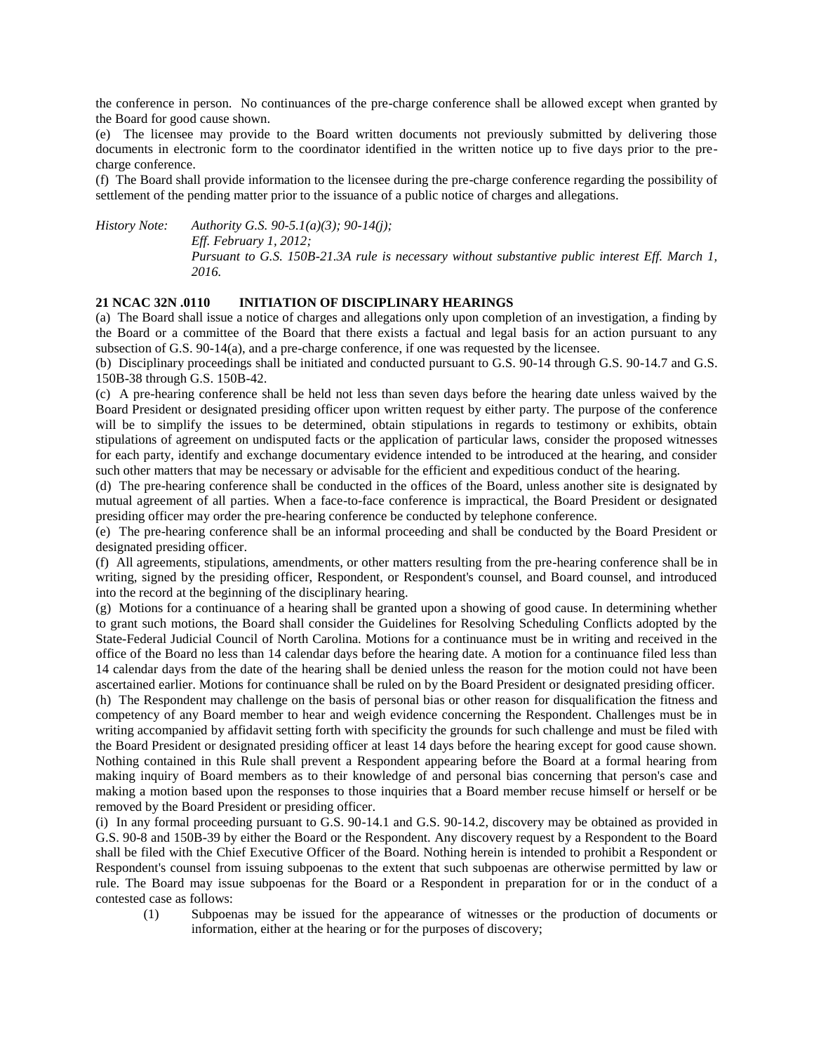the conference in person. No continuances of the pre-charge conference shall be allowed except when granted by the Board for good cause shown.

(e) The licensee may provide to the Board written documents not previously submitted by delivering those documents in electronic form to the coordinator identified in the written notice up to five days prior to the pre-charge conference.

(f) The Board shall provide information to the licensee during the pre-charge conference regarding the possibility of settlement of the pending matter prior to the issuance of a public notice of charges and allegations.

*History Note: Authority G.S. 90-5.1(a)(3); 90-14(j);*
*Eff. February 1, 2012;*
*Pursuant to G.S. 150B-21.3A rule is necessary without substantive public interest Eff. March 1, 2016.*

**21 NCAC 32N .0110 INITIATION OF DISCIPLINARY HEARINGS**

(a) The Board shall issue a notice of charges and allegations only upon completion of an investigation, a finding by the Board or a committee of the Board that there exists a factual and legal basis for an action pursuant to any subsection of G.S. 90-14(a), and a pre-charge conference, if one was requested by the licensee.

(b) Disciplinary proceedings shall be initiated and conducted pursuant to G.S. 90-14 through G.S. 90-14.7 and G.S. 150B-38 through G.S. 150B-42.

(c) A pre-hearing conference shall be held not less than seven days before the hearing date unless waived by the Board President or designated presiding officer upon written request by either party. The purpose of the conference will be to simplify the issues to be determined, obtain stipulations in regards to testimony or exhibits, obtain stipulations of agreement on undisputed facts or the application of particular laws, consider the proposed witnesses for each party, identify and exchange documentary evidence intended to be introduced at the hearing, and consider such other matters that may be necessary or advisable for the efficient and expeditious conduct of the hearing.

(d) The pre-hearing conference shall be conducted in the offices of the Board, unless another site is designated by mutual agreement of all parties. When a face-to-face conference is impractical, the Board President or designated presiding officer may order the pre-hearing conference be conducted by telephone conference.

(e) The pre-hearing conference shall be an informal proceeding and shall be conducted by the Board President or designated presiding officer.

(f) All agreements, stipulations, amendments, or other matters resulting from the pre-hearing conference shall be in writing, signed by the presiding officer, Respondent, or Respondent's counsel, and Board counsel, and introduced into the record at the beginning of the disciplinary hearing.

(g) Motions for a continuance of a hearing shall be granted upon a showing of good cause. In determining whether to grant such motions, the Board shall consider the Guidelines for Resolving Scheduling Conflicts adopted by the State-Federal Judicial Council of North Carolina. Motions for a continuance must be in writing and received in the office of the Board no less than 14 calendar days before the hearing date. A motion for a continuance filed less than 14 calendar days from the date of the hearing shall be denied unless the reason for the motion could not have been ascertained earlier. Motions for continuance shall be ruled on by the Board President or designated presiding officer.

(h) The Respondent may challenge on the basis of personal bias or other reason for disqualification the fitness and competency of any Board member to hear and weigh evidence concerning the Respondent. Challenges must be in writing accompanied by affidavit setting forth with specificity the grounds for such challenge and must be filed with the Board President or designated presiding officer at least 14 days before the hearing except for good cause shown. Nothing contained in this Rule shall prevent a Respondent appearing before the Board at a formal hearing from making inquiry of Board members as to their knowledge of and personal bias concerning that person's case and making a motion based upon the responses to those inquiries that a Board member recuse himself or herself or be removed by the Board President or presiding officer.

(i) In any formal proceeding pursuant to G.S. 90-14.1 and G.S. 90-14.2, discovery may be obtained as provided in G.S. 90-8 and 150B-39 by either the Board or the Respondent. Any discovery request by a Respondent to the Board shall be filed with the Chief Executive Officer of the Board. Nothing herein is intended to prohibit a Respondent or Respondent's counsel from issuing subpoenas to the extent that such subpoenas are otherwise permitted by law or rule. The Board may issue subpoenas for the Board or a Respondent in preparation for or in the conduct of a contested case as follows:

(1) Subpoenas may be issued for the appearance of witnesses or the production of documents or information, either at the hearing or for the purposes of discovery;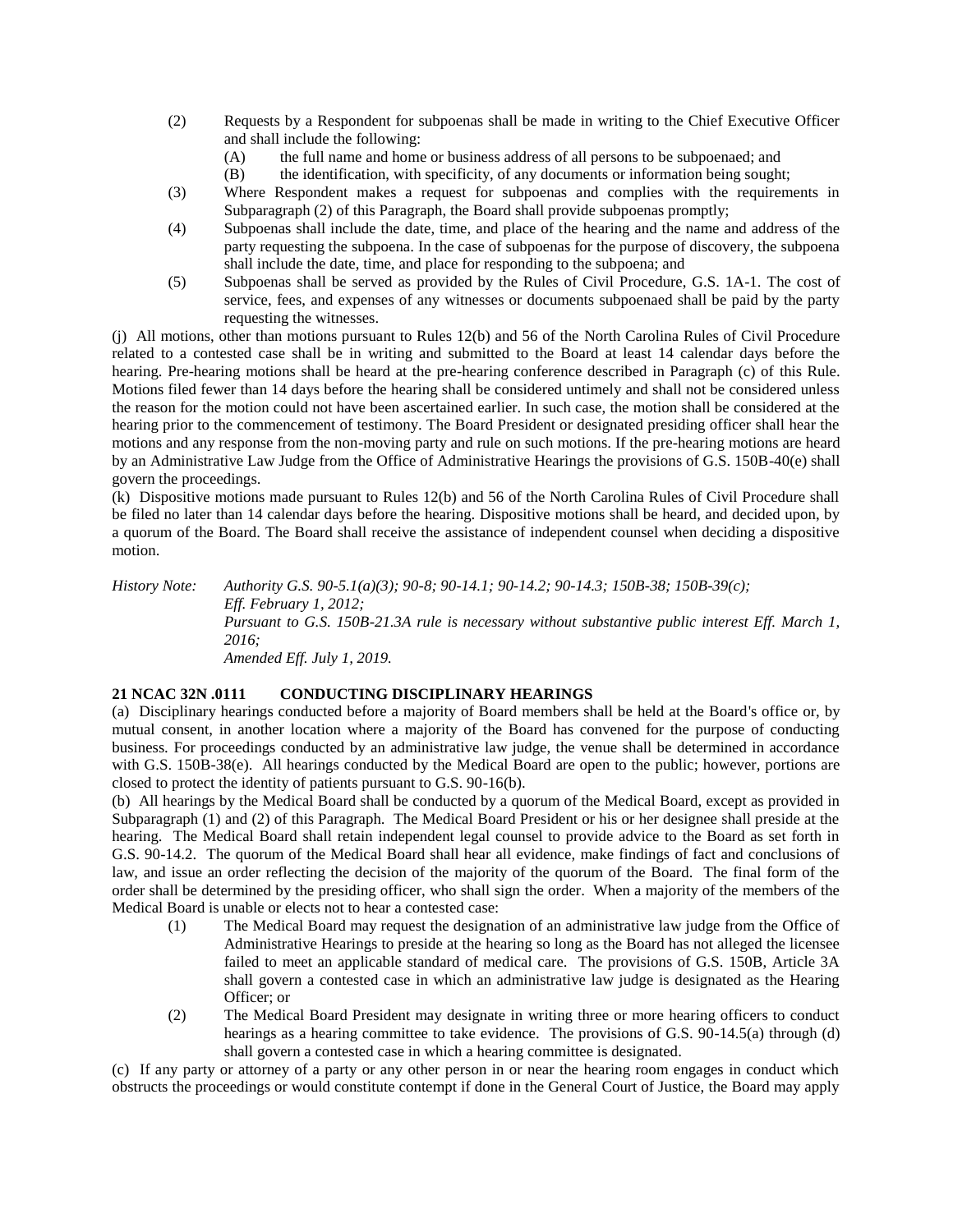(2) Requests by a Respondent for subpoenas shall be made in writing to the Chief Executive Officer and shall include the following:

   (A) the full name and home or business address of all persons to be subpoenaed; and

   (B) the identification, with specificity, of any documents or information being sought;

(3) Where Respondent makes a request for subpoenas and complies with the requirements in Subparagraph (2) of this Paragraph, the Board shall provide subpoenas promptly;

(4) Subpoenas shall include the date, time, and place of the hearing and the name and address of the party requesting the subpoena. In the case of subpoenas for the purpose of discovery, the subpoena shall include the date, time, and place for responding to the subpoena; and

(5) Subpoenas shall be served as provided by the Rules of Civil Procedure, G.S. 1A-1. The cost of service, fees, and expenses of any witnesses or documents subpoenaed shall be paid by the party requesting the witnesses.

(j) All motions, other than motions pursuant to Rules 12(b) and 56 of the North Carolina Rules of Civil Procedure related to a contested case shall be in writing and submitted to the Board at least 14 calendar days before the hearing. Pre-hearing motions shall be heard at the pre-hearing conference described in Paragraph (c) of this Rule. Motions filed fewer than 14 days before the hearing shall be considered untimely and shall not be considered unless the reason for the motion could not have been ascertained earlier. In such case, the motion shall be considered at the hearing prior to the commencement of testimony. The Board President or designated presiding officer shall hear the motions and any response from the non-moving party and rule on such motions. If the pre-hearing motions are heard by an Administrative Law Judge from the Office of Administrative Hearings the provisions of G.S. 150B-40(e) shall govern the proceedings.

(k) Dispositive motions made pursuant to Rules 12(b) and 56 of the North Carolina Rules of Civil Procedure shall be filed no later than 14 calendar days before the hearing. Dispositive motions shall be heard, and decided upon, by a quorum of the Board. The Board shall receive the assistance of independent counsel when deciding a dispositive motion.

*History Note: Authority G.S. 90-5.1(a)(3); 90-8; 90-14.1; 90-14.2; 90-14.3; 150B-38; 150B-39(c);*
*Eff. February 1, 2012;*
*Pursuant to G.S. 150B-21.3A rule is necessary without substantive public interest Eff. March 1, 2016;*
*Amended Eff. July 1, 2019.*

**21 NCAC 32N .0111 CONDUCTING DISCIPLINARY HEARINGS**

(a) Disciplinary hearings conducted before a majority of Board members shall be held at the Board's office or, by mutual consent, in another location where a majority of the Board has convened for the purpose of conducting business. For proceedings conducted by an administrative law judge, the venue shall be determined in accordance with G.S. 150B-38(e). All hearings conducted by the Medical Board are open to the public; however, portions are closed to protect the identity of patients pursuant to G.S. 90-16(b).

(b) All hearings by the Medical Board shall be conducted by a quorum of the Medical Board, except as provided in Subparagraph (1) and (2) of this Paragraph. The Medical Board President or his or her designee shall preside at the hearing. The Medical Board shall retain independent legal counsel to provide advice to the Board as set forth in G.S. 90-14.2. The quorum of the Medical Board shall hear all evidence, make findings of fact and conclusions of law, and issue an order reflecting the decision of the majority of the quorum of the Board. The final form of the order shall be determined by the presiding officer, who shall sign the order. When a majority of the members of the Medical Board is unable or elects not to hear a contested case:

(1) The Medical Board may request the designation of an administrative law judge from the Office of Administrative Hearings to preside at the hearing so long as the Board has not alleged the licensee failed to meet an applicable standard of medical care. The provisions of G.S. 150B, Article 3A shall govern a contested case in which an administrative law judge is designated as the Hearing Officer; or

(2) The Medical Board President may designate in writing three or more hearing officers to conduct hearings as a hearing committee to take evidence. The provisions of G.S. 90-14.5(a) through (d) shall govern a contested case in which a hearing committee is designated.

(c) If any party or attorney of a party or any other person in or near the hearing room engages in conduct which obstructs the proceedings or would constitute contempt if done in the General Court of Justice, the Board may apply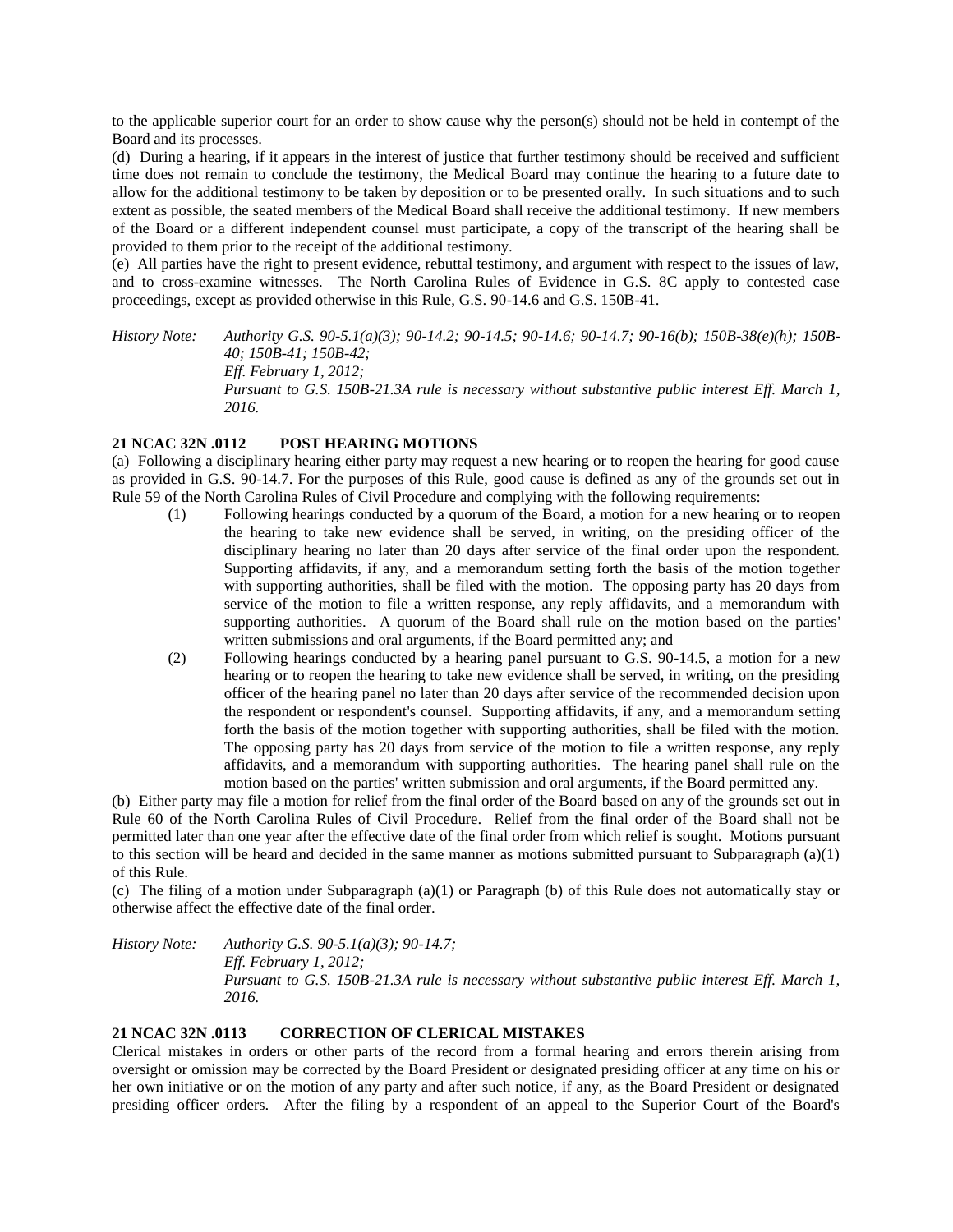to the applicable superior court for an order to show cause why the person(s) should not be held in contempt of the Board and its processes.

(d) During a hearing, if it appears in the interest of justice that further testimony should be received and sufficient time does not remain to conclude the testimony, the Medical Board may continue the hearing to a future date to allow for the additional testimony to be taken by deposition or to be presented orally. In such situations and to such extent as possible, the seated members of the Medical Board shall receive the additional testimony. If new members of the Board or a different independent counsel must participate, a copy of the transcript of the hearing shall be provided to them prior to the receipt of the additional testimony.

(e) All parties have the right to present evidence, rebuttal testimony, and argument with respect to the issues of law, and to cross-examine witnesses. The North Carolina Rules of Evidence in G.S. 8C apply to contested case proceedings, except as provided otherwise in this Rule, G.S. 90-14.6 and G.S. 150B-41.

*History Note: Authority G.S. 90-5.1(a)(3); 90-14.2; 90-14.5; 90-14.6; 90-14.7; 90-16(b); 150B-38(e)(h); 150B-40; 150B-41; 150B-42;*
*Eff. February 1, 2012;*
*Pursuant to G.S. 150B-21.3A rule is necessary without substantive public interest Eff. March 1, 2016.*

**21 NCAC 32N .0112 POST HEARING MOTIONS**

(a) Following a disciplinary hearing either party may request a new hearing or to reopen the hearing for good cause as provided in G.S. 90-14.7. For the purposes of this Rule, good cause is defined as any of the grounds set out in Rule 59 of the North Carolina Rules of Civil Procedure and complying with the following requirements:

(1) Following hearings conducted by a quorum of the Board, a motion for a new hearing or to reopen the hearing to take new evidence shall be served, in writing, on the presiding officer of the disciplinary hearing no later than 20 days after service of the final order upon the respondent. Supporting affidavits, if any, and a memorandum setting forth the basis of the motion together with supporting authorities, shall be filed with the motion. The opposing party has 20 days from service of the motion to file a written response, any reply affidavits, and a memorandum with supporting authorities. A quorum of the Board shall rule on the motion based on the parties' written submissions and oral arguments, if the Board permitted any; and

(2) Following hearings conducted by a hearing panel pursuant to G.S. 90-14.5, a motion for a new hearing or to reopen the hearing to take new evidence shall be served, in writing, on the presiding officer of the hearing panel no later than 20 days after service of the recommended decision upon the respondent or respondent's counsel. Supporting affidavits, if any, and a memorandum setting forth the basis of the motion together with supporting authorities, shall be filed with the motion. The opposing party has 20 days from service of the motion to file a written response, any reply affidavits, and a memorandum with supporting authorities. The hearing panel shall rule on the motion based on the parties' written submission and oral arguments, if the Board permitted any.

(b) Either party may file a motion for relief from the final order of the Board based on any of the grounds set out in Rule 60 of the North Carolina Rules of Civil Procedure. Relief from the final order of the Board shall not be permitted later than one year after the effective date of the final order from which relief is sought. Motions pursuant to this section will be heard and decided in the same manner as motions submitted pursuant to Subparagraph (a)(1) of this Rule.

(c) The filing of a motion under Subparagraph (a)(1) or Paragraph (b) of this Rule does not automatically stay or otherwise affect the effective date of the final order.

*History Note: Authority G.S. 90-5.1(a)(3); 90-14.7;*
*Eff. February 1, 2012;*
*Pursuant to G.S. 150B-21.3A rule is necessary without substantive public interest Eff. March 1, 2016.*

**21 NCAC 32N .0113 CORRECTION OF CLERICAL MISTAKES**

Clerical mistakes in orders or other parts of the record from a formal hearing and errors therein arising from oversight or omission may be corrected by the Board President or designated presiding officer at any time on his or her own initiative or on the motion of any party and after such notice, if any, as the Board President or designated presiding officer orders. After the filing by a respondent of an appeal to the Superior Court of the Board's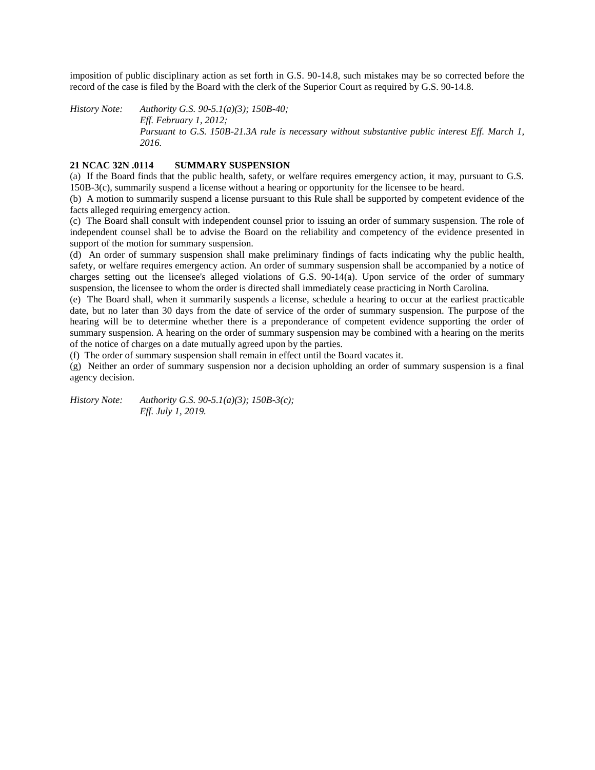imposition of public disciplinary action as set forth in G.S. 90-14.8, such mistakes may be so corrected before the record of the case is filed by the Board with the clerk of the Superior Court as required by G.S. 90-14.8.

*History Note: Authority G.S. 90-5.1(a)(3); 150B-40;*
*Eff. February 1, 2012;*
*Pursuant to G.S. 150B-21.3A rule is necessary without substantive public interest Eff. March 1, 2016.*

**21 NCAC 32N .0114 SUMMARY SUSPENSION**

(a) If the Board finds that the public health, safety, or welfare requires emergency action, it may, pursuant to G.S. 150B-3(c), summarily suspend a license without a hearing or opportunity for the licensee to be heard.

(b) A motion to summarily suspend a license pursuant to this Rule shall be supported by competent evidence of the facts alleged requiring emergency action.

(c) The Board shall consult with independent counsel prior to issuing an order of summary suspension. The role of independent counsel shall be to advise the Board on the reliability and competency of the evidence presented in support of the motion for summary suspension.

(d) An order of summary suspension shall make preliminary findings of facts indicating why the public health, safety, or welfare requires emergency action. An order of summary suspension shall be accompanied by a notice of charges setting out the licensee's alleged violations of G.S. 90-14(a). Upon service of the order of summary suspension, the licensee to whom the order is directed shall immediately cease practicing in North Carolina.

(e) The Board shall, when it summarily suspends a license, schedule a hearing to occur at the earliest practicable date, but no later than 30 days from the date of service of the order of summary suspension. The purpose of the hearing will be to determine whether there is a preponderance of competent evidence supporting the order of summary suspension. A hearing on the order of summary suspension may be combined with a hearing on the merits of the notice of charges on a date mutually agreed upon by the parties.

(f) The order of summary suspension shall remain in effect until the Board vacates it.

(g) Neither an order of summary suspension nor a decision upholding an order of summary suspension is a final agency decision.

*History Note: Authority G.S. 90-5.1(a)(3); 150B-3(c);*
*Eff. July 1, 2019.*